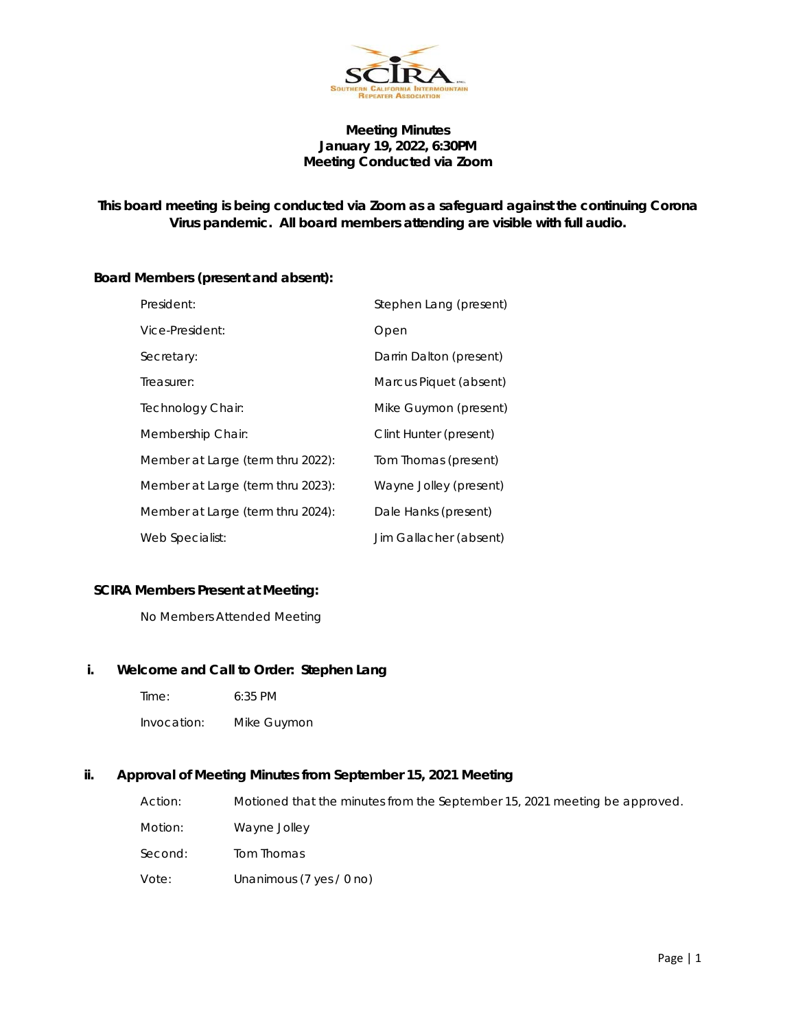**Meeting Minutes**
**January 19, 2022, 6:30PM**
**Meeting Conducted via Zoom**

**This board meeting is being conducted via Zoom as a safeguard against the continuing Corona Virus pandemic. All board members attending are visible with full audio.**

**Board Members (present and absent):**

| | |
|---|---|
| President: | Stephen Lang (present) |
| Vice-President: | Open |
| Secretary: | Darrin Dalton (present) |
| Treasurer: | Marcus Piquet (absent) |
| Technology Chair: | Mike Guymon (present) |
| Membership Chair: | Clint Hunter (present) |
| Member at Large (term thru 2022): | Tom Thomas (present) |
| Member at Large (term thru 2023): | Wayne Jolley (present) |
| Member at Large (term thru 2024): | Dale Hanks (present) |
| Web Specialist: | Jim Gallacher (absent) |

**SCIRA Members Present at Meeting:**

No Members Attended Meeting

## i. Welcome and Call to Order: Stephen Lang

| | |
|---|---|
| Time: | 6:35 PM |
| Invocation: | Mike Guymon |

## ii. Approval of Meeting Minutes from September 15, 2021 Meeting

| | |
|---|---|
| Action: | Motioned that the minutes from the September 15, 2021 meeting be approved. |
| Motion: | Wayne Jolley |
| Second: | Tom Thomas |
| Vote: | Unanimous (7 yes / 0 no) |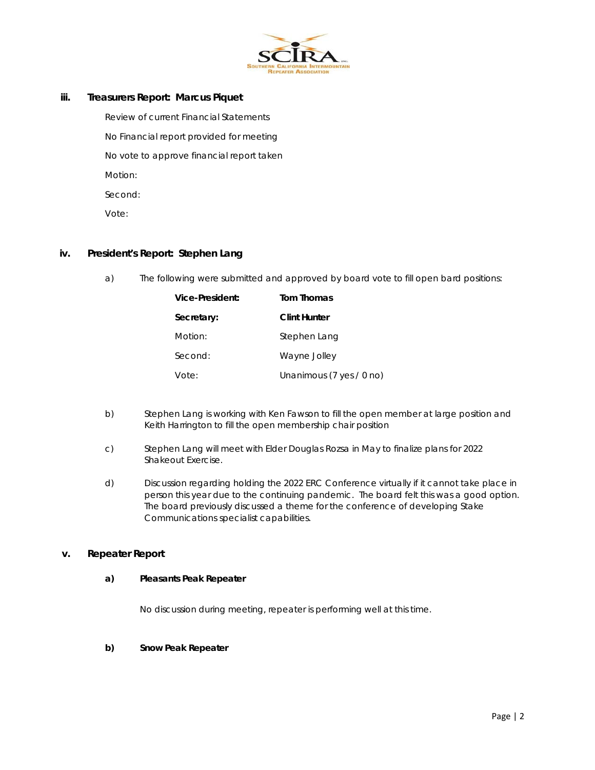### iii. Treasurers Report: Marcus Piquet

Review of current Financial Statements

No Financial report provided for meeting

No vote to approve financial report taken

Motion:

Second:

Vote:

### iv. President's Report: Stephen Lang

a) The following were submitted and approved by board vote to fill open bard positions:

| | |
|---|---|
| **Vice-President:** | **Tom Thomas** |
| **Secretary:** | **Clint Hunter** |
| Motion: | Stephen Lang |
| Second: | Wayne Jolley |
| Vote: | Unanimous (7 yes / 0 no) |

b) Stephen Lang is working with Ken Fawson to fill the open member at large position and Keith Harrington to fill the open membership chair position

c) Stephen Lang will meet with Elder Douglas Rozsa in May to finalize plans for 2022 Shakeout Exercise.

d) Discussion regarding holding the 2022 ERC Conference virtually if it cannot take place in person this year due to the continuing pandemic. The board felt this was a good option. The board previously discussed a theme for the conference of developing Stake Communications specialist capabilities.

### v. Repeater Report

**a) Pleasants Peak Repeater**

No discussion during meeting, repeater is performing well at this time.

**b) Snow Peak Repeater**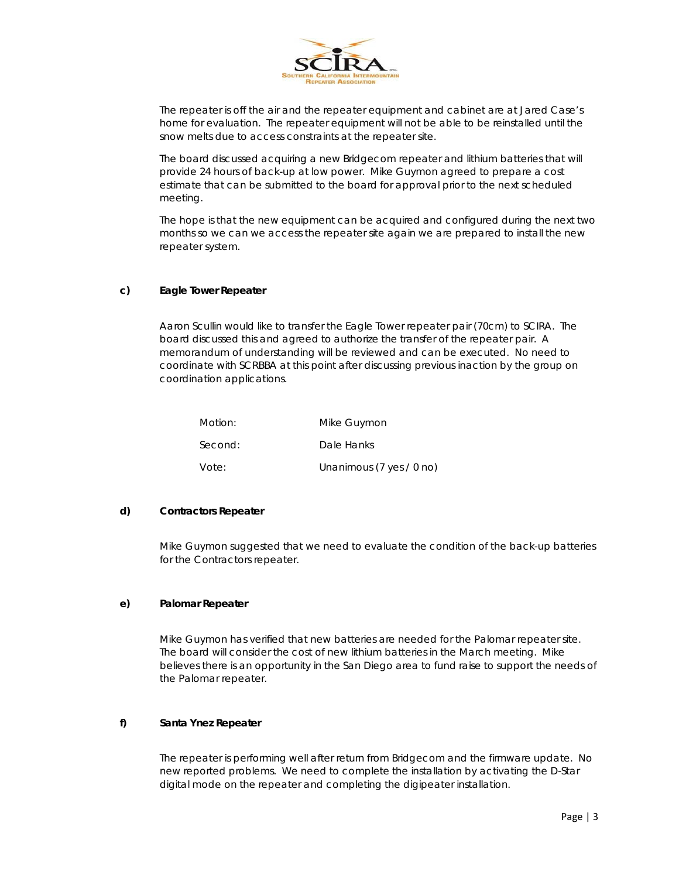The repeater is off the air and the repeater equipment and cabinet are at Jared Case's home for evaluation. The repeater equipment will not be able to be reinstalled until the snow melts due to access constraints at the repeater site.

The board discussed acquiring a new Bridgecom repeater and lithium batteries that will provide 24 hours of back-up at low power. Mike Guymon agreed to prepare a cost estimate that can be submitted to the board for approval prior to the next scheduled meeting.

The hope is that the new equipment can be acquired and configured during the next two months so we can we access the repeater site again we are prepared to install the new repeater system.

**c) Eagle Tower Repeater**

Aaron Scullin would like to transfer the Eagle Tower repeater pair (70cm) to SCIRA. The board discussed this and agreed to authorize the transfer of the repeater pair. A memorandum of understanding will be reviewed and can be executed. No need to coordinate with SCRBBA at this point after discussing previous inaction by the group on coordination applications.

| | |
|---|---|
| Motion: | Mike Guymon |
| Second: | Dale Hanks |
| Vote: | Unanimous (7 yes / 0 no) |

**d) Contractors Repeater**

Mike Guymon suggested that we need to evaluate the condition of the back-up batteries for the Contractors repeater.

**e) Palomar Repeater**

Mike Guymon has verified that new batteries are needed for the Palomar repeater site. The board will consider the cost of new lithium batteries in the March meeting. Mike believes there is an opportunity in the San Diego area to fund raise to support the needs of the Palomar repeater.

**f) Santa Ynez Repeater**

The repeater is performing well after return from Bridgecom and the firmware update. No new reported problems. We need to complete the installation by activating the D-Star digital mode on the repeater and completing the digipeater installation.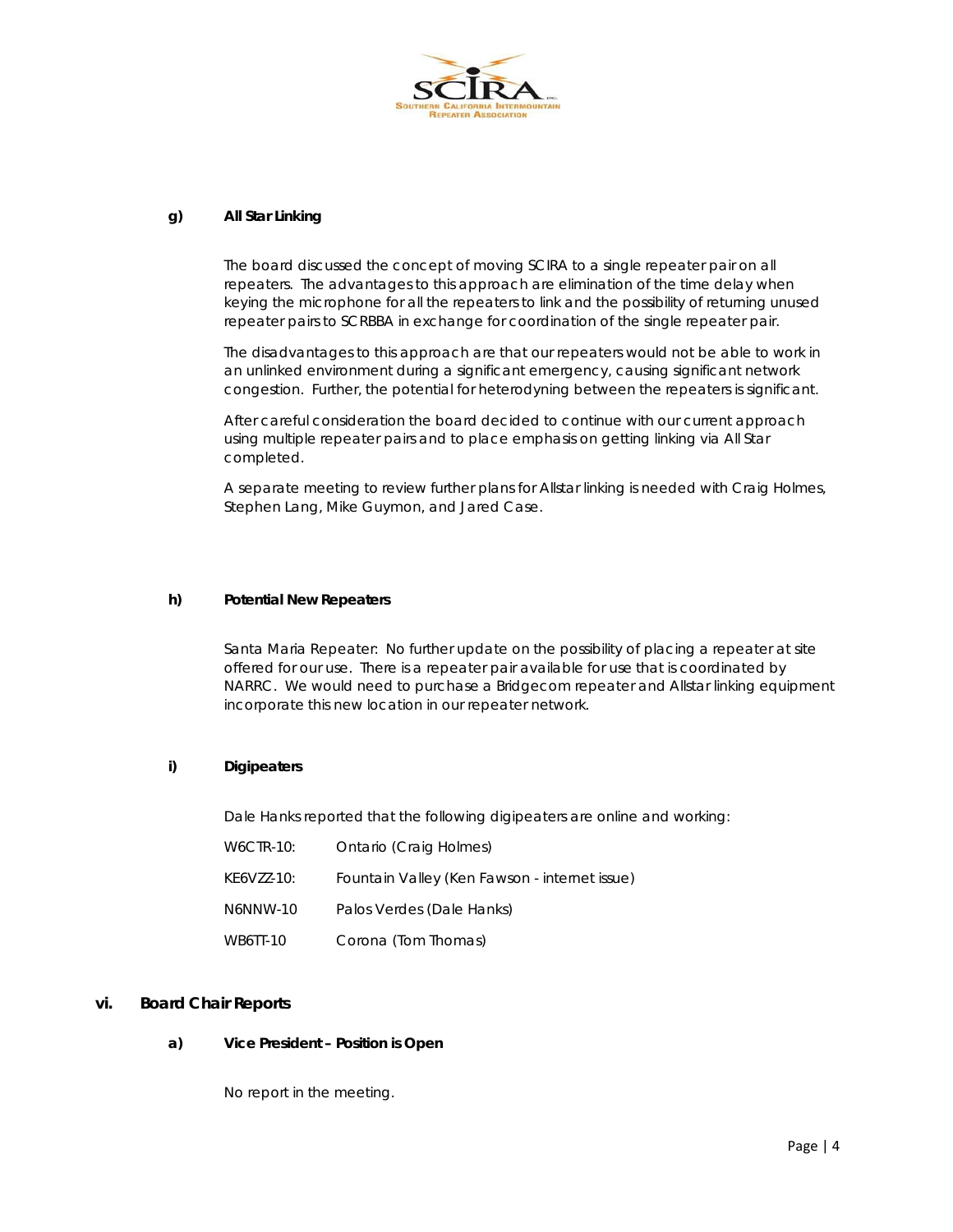**g) All Star Linking**

The board discussed the concept of moving SCIRA to a single repeater pair on all repeaters. The advantages to this approach are elimination of the time delay when keying the microphone for all the repeaters to link and the possibility of returning unused repeater pairs to SCRBBA in exchange for coordination of the single repeater pair.

The disadvantages to this approach are that our repeaters would not be able to work in an unlinked environment during a significant emergency, causing significant network congestion. Further, the potential for heterodyning between the repeaters is significant.

After careful consideration the board decided to continue with our current approach using multiple repeater pairs and to place emphasis on getting linking via All Star completed.

A separate meeting to review further plans for Allstar linking is needed with Craig Holmes, Stephen Lang, Mike Guymon, and Jared Case.

**h) Potential New Repeaters**

Santa Maria Repeater: No further update on the possibility of placing a repeater at site offered for our use. There is a repeater pair available for use that is coordinated by NARRC. We would need to purchase a Bridgecom repeater and Allstar linking equipment incorporate this new location in our repeater network.

**i) Digipeaters**

Dale Hanks reported that the following digipeaters are online and working:

| | |
|---|---|
| W6CTR-10: | Ontario (Craig Holmes) |
| KE6VZZ-10: | Fountain Valley (Ken Fawson - internet issue) |
| N6NNW-10 | Palos Verdes (Dale Hanks) |
| WB6TT-10 | Corona (Tom Thomas) |

## vi. Board Chair Reports

**a) Vice President – Position is Open**

No report in the meeting.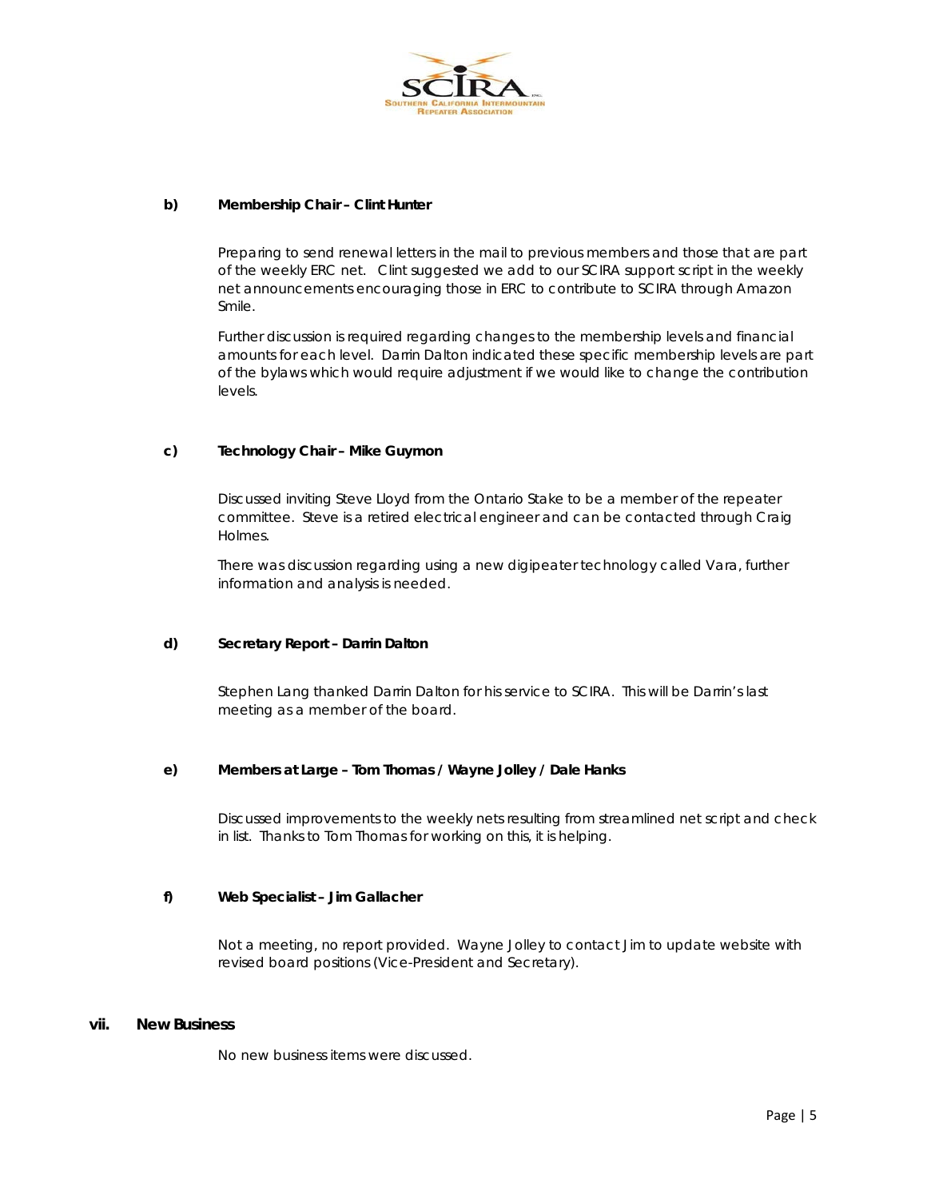**b) Membership Chair – Clint Hunter**

Preparing to send renewal letters in the mail to previous members and those that are part of the weekly ERC net. Clint suggested we add to our SCIRA support script in the weekly net announcements encouraging those in ERC to contribute to SCIRA through Amazon Smile.

Further discussion is required regarding changes to the membership levels and financial amounts for each level. Darrin Dalton indicated these specific membership levels are part of the bylaws which would require adjustment if we would like to change the contribution levels.

**c) Technology Chair – Mike Guymon**

Discussed inviting Steve Lloyd from the Ontario Stake to be a member of the repeater committee. Steve is a retired electrical engineer and can be contacted through Craig Holmes.

There was discussion regarding using a new digipeater technology called Vara, further information and analysis is needed.

**d) Secretary Report – Darrin Dalton**

Stephen Lang thanked Darrin Dalton for his service to SCIRA. This will be Darrin's last meeting as a member of the board.

**e) Members at Large – Tom Thomas / Wayne Jolley / Dale Hanks**

Discussed improvements to the weekly nets resulting from streamlined net script and check in list. Thanks to Tom Thomas for working on this, it is helping.

**f) Web Specialist – Jim Gallacher**

Not a meeting, no report provided. Wayne Jolley to contact Jim to update website with revised board positions (Vice-President and Secretary).

## vii. New Business

No new business items were discussed.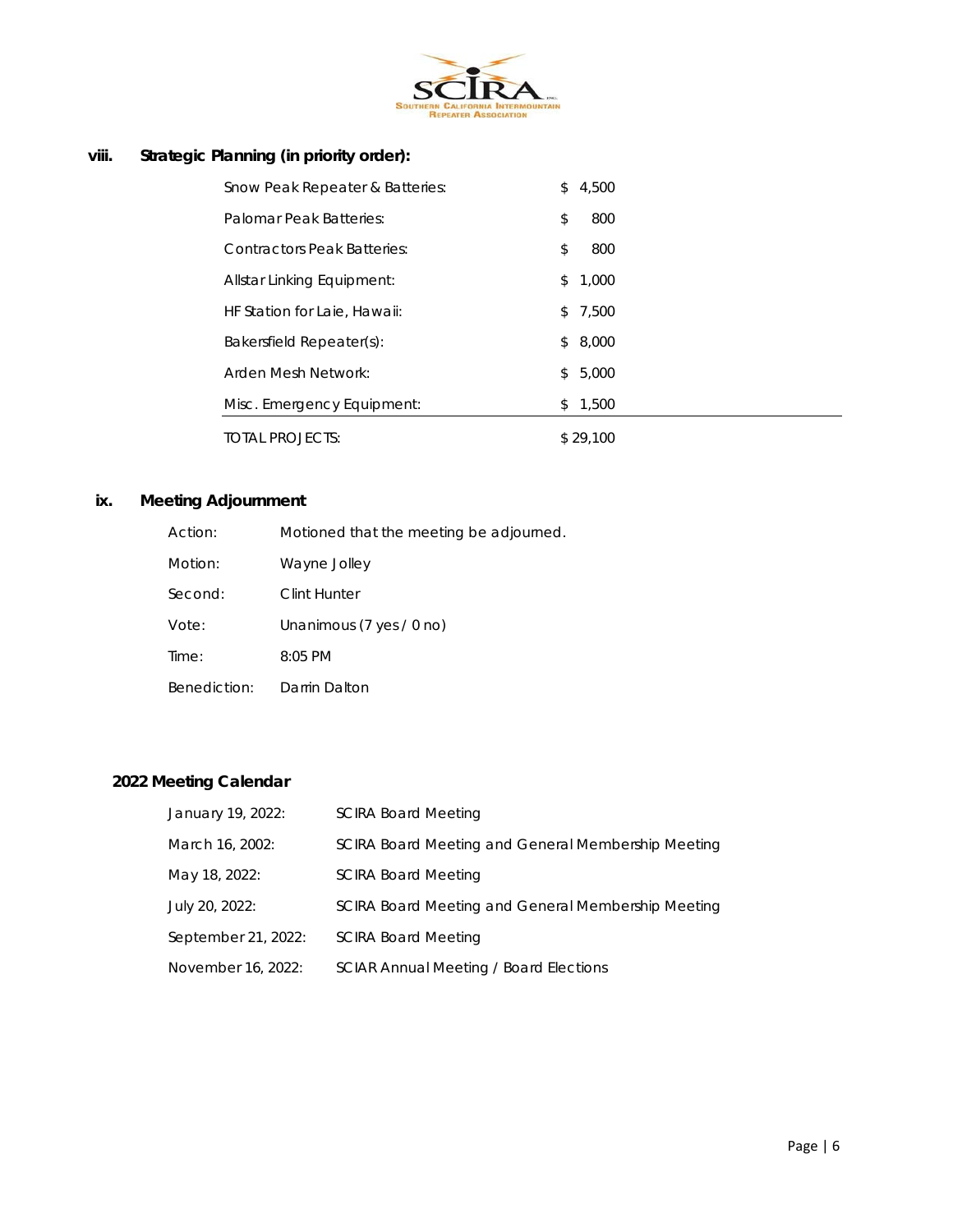### viii. Strategic Planning (in priority order):

| | |
|---|---|
| Snow Peak Repeater & Batteries: | $ 4,500 |
| Palomar Peak Batteries: | $ 800 |
| Contractors Peak Batteries: | $ 800 |
| Allstar Linking Equipment: | $ 1,000 |
| HF Station for Laie, Hawaii: | $ 7,500 |
| Bakersfield Repeater(s): | $ 8,000 |
| Arden Mesh Network: | $ 5,000 |
| Misc. Emergency Equipment: | $ 1,500 |
| TOTAL PROJECTS: | $ 29,100 |

### ix. Meeting Adjournment

| | |
|---|---|
| Action: | Motioned that the meeting be adjourned. |
| Motion: | Wayne Jolley |
| Second: | Clint Hunter |
| Vote: | Unanimous (7 yes / 0 no) |
| Time: | 8:05 PM |
| Benediction: | Darrin Dalton |

### 2022 Meeting Calendar

| | |
|---|---|
| January 19, 2022: | SCIRA Board Meeting |
| March 16, 2002: | SCIRA Board Meeting and General Membership Meeting |
| May 18, 2022: | SCIRA Board Meeting |
| July 20, 2022: | SCIRA Board Meeting and General Membership Meeting |
| September 21, 2022: | SCIRA Board Meeting |
| November 16, 2022: | SCIAR Annual Meeting / Board Elections |